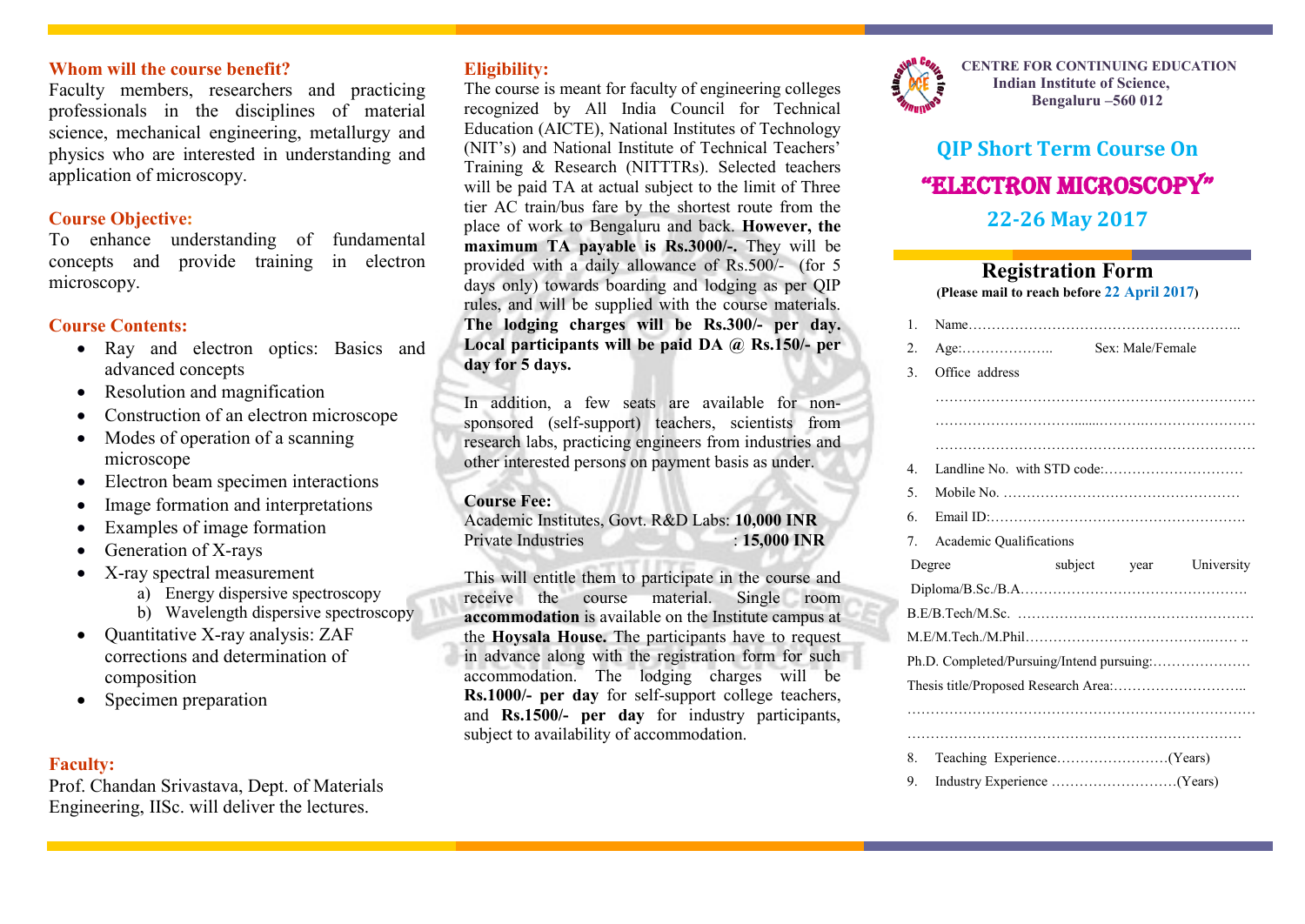## Whom will the course benefit?

Faculty members, researchers and practicing professionals in the disciplines of material science, mechanical engineering, metallurgy and physics who are interested in understanding and application of microscopy.

## Course Objective:

To enhance understanding of fundamental concepts and provide training in electron microscopy.

## Course Contents:

- Ray and electron optics: Basics and advanced concepts
- Resolution and magnification
- Construction of an electron microscope
- Modes of operation of a scanning microscope
- Electron beam specimen interactions
- Image formation and interpretations
- Examples of image formation
- Generation of X-rays
- X-ray spectral measurement
  a) Energy dispersive spectroscopy
  b) Wavelength dispersive spectroscopy
- Quantitative X-ray analysis: ZAF corrections and determination of composition
- Specimen preparation

## Faculty:

Prof. Chandan Srivastava, Dept. of Materials Engineering, IISc. will deliver the lectures.

## Eligibility:

The course is meant for faculty of engineering colleges recognized by All India Council for Technical Education (AICTE), National Institutes of Technology (NIT's) and National Institute of Technical Teachers' Training & Research (NITTTRs). Selected teachers will be paid TA at actual subject to the limit of Three tier AC train/bus fare by the shortest route from the place of work to Bengaluru and back. **However, the maximum TA payable is Rs.3000/-.** They will be provided with a daily allowance of Rs.500/- (for 5 days only) towards boarding and lodging as per QIP rules, and will be supplied with the course materials. **The lodging charges will be Rs.300/- per day. Local participants will be paid DA @ Rs.150/- per day for 5 days.**

In addition, a few seats are available for non-sponsored (self-support) teachers, scientists from research labs, practicing engineers from industries and other interested persons on payment basis as under.

**Course Fee:**

Academic Institutes, Govt. R&D Labs: **10,000 INR**
Private Industries : **15,000 INR**

This will entitle them to participate in the course and receive the course material. Single room **accommodation** is available on the Institute campus at the **Hoysala House.** The participants have to request in advance along with the registration form for such accommodation. The lodging charges will be **Rs.1000/- per day** for self-support college teachers, and **Rs.1500/- per day** for industry participants, subject to availability of accommodation.

**CENTRE FOR CONTINUING EDUCATION**
**Indian Institute of Science,**
**Bengaluru –560 012**

# QIP Short Term Course On
# "ELECTRON MICROSCOPY"
## 22-26 May 2017

## Registration Form

**(Please mail to reach before 22 April 2017)**

1. Name…………………………………………………..
2. Age:……………….. Sex: Male/Female
3. Office address
   ……………………………………………………………
   ……………………………………………………………
   ……………………………………………………………
4. Landline No. with STD code:…………………………
5. Mobile No. ……………………………………………
6. Email ID:………………………………………………
7. Academic Qualifications

Degree subject year University
Diploma/B.Sc./B.A…………………………………………
B.E/B.Tech/M.Sc. ……………………………………………
M.E/M.Tech./M.Phil………………………………………… ..
Ph.D. Completed/Pursuing/Intend pursuing:…………………
Thesis title/Proposed Research Area:………………………..
……………………………………………………………………
……………………………………………………………………

8. Teaching Experience……………………(Years)
9. Industry Experience ………………………(Years)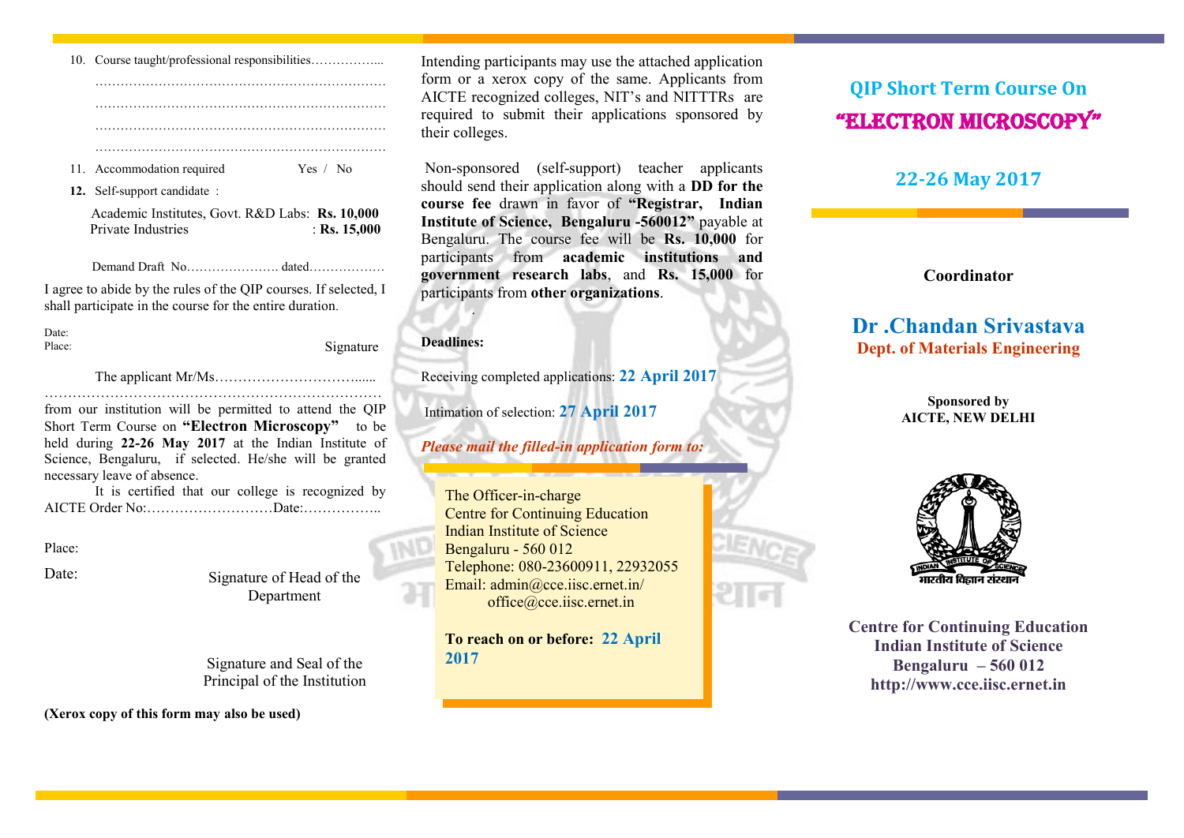10. Course taught/professional responsibilities……………...
………………………………………………………………
………………………………………………………………
………………………………………………………………
………………………………………………………………
11. Accommodation required Yes / No
12. Self-support candidate :

Academic Institutes, Govt. R&D Labs: **Rs. 10,000**
Private Industries : **Rs. 15,000**

Demand Draft No…………………. dated………………

I agree to abide by the rules of the QIP courses. If selected, I shall participate in the course for the entire duration.

Date:
Place:

Signature

The applicant Mr/Ms…………………………......
………………………………………………………………
from our institution will be permitted to attend the QIP Short Term Course on **"Electron Microscopy"** to be held during **22-26 May 2017** at the Indian Institute of Science, Bengaluru, if selected. He/she will be granted necessary leave of absence.

It is certified that our college is recognized by AICTE Order No:………………………Date:……………..

Place:

Date:

Signature of Head of the Department

Signature and Seal of the Principal of the Institution

**(Xerox copy of this form may also be used)**

Intending participants may use the attached application form or a xerox copy of the same. Applicants from AICTE recognized colleges, NIT's and NITTTRs are required to submit their applications sponsored by their colleges.

Non-sponsored (self-support) teacher applicants should send their application along with a **DD for the course fee** drawn in favor of **"Registrar, Indian Institute of Science, Bengaluru -560012"** payable at Bengaluru. The course fee will be **Rs. 10,000** for participants from **academic institutions and government research labs**, and **Rs. 15,000** for participants from **other organizations**.

**Deadlines:**

Receiving completed applications: **22 April 2017**

Intimation of selection: **27 April 2017**

***Please mail the filled-in application form to:***

The Officer-in-charge
Centre for Continuing Education
Indian Institute of Science
Bengaluru - 560 012
Telephone: 080-23600911, 22932055
Email: admin@cce.iisc.ernet.in/
office@cce.iisc.ernet.in

**To reach on or before: 22 April 2017**

## QIP Short Term Course On
# "ELECTRON MICROSCOPY"

## 22-26 May 2017

**Coordinator**

## Dr .Chandan Srivastava
**Dept. of Materials Engineering**

**Sponsored by**
**AICTE, NEW DELHI**

**Centre for Continuing Education**
**Indian Institute of Science**
**Bengaluru – 560 012**
**http://www.cce.iisc.ernet.in**